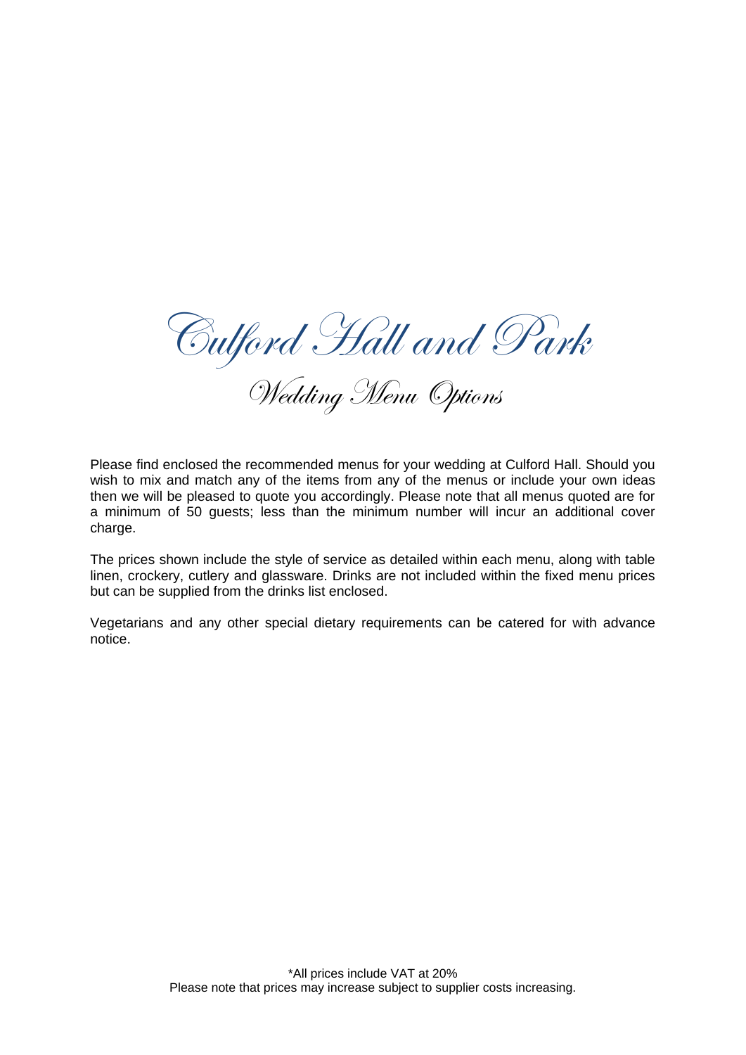# Culford Hall and Park

## Wedding Menu Options

Please find enclosed the recommended menus for your wedding at Culford Hall. Should you wish to mix and match any of the items from any of the menus or include your own ideas then we will be pleased to quote you accordingly. Please note that all menus quoted are for a minimum of 50 guests; less than the minimum number will incur an additional cover charge.

The prices shown include the style of service as detailed within each menu, along with table linen, crockery, cutlery and glassware. Drinks are not included within the fixed menu prices but can be supplied from the drinks list enclosed.

Vegetarians and any other special dietary requirements can be catered for with advance notice.

*All prices include VAT at 20%
Please note that prices may increase subject to supplier costs increasing.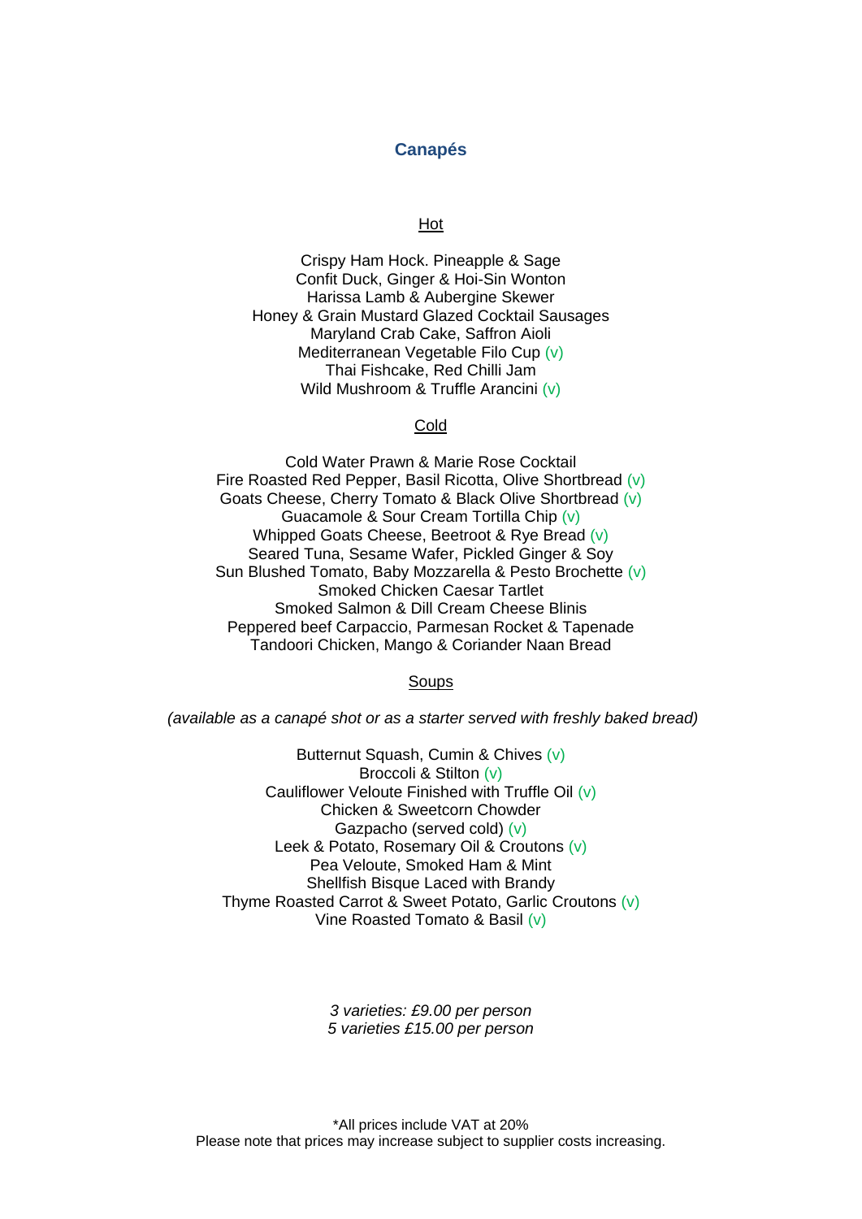# Canapés

## Hot

Crispy Ham Hock. Pineapple & Sage
Confit Duck, Ginger & Hoi-Sin Wonton
Harissa Lamb & Aubergine Skewer
Honey & Grain Mustard Glazed Cocktail Sausages
Maryland Crab Cake, Saffron Aioli
Mediterranean Vegetable Filo Cup (v)
Thai Fishcake, Red Chilli Jam
Wild Mushroom & Truffle Arancini (v)

## Cold

Cold Water Prawn & Marie Rose Cocktail
Fire Roasted Red Pepper, Basil Ricotta, Olive Shortbread (v)
Goats Cheese, Cherry Tomato & Black Olive Shortbread (v)
Guacamole & Sour Cream Tortilla Chip (v)
Whipped Goats Cheese, Beetroot & Rye Bread (v)
Seared Tuna, Sesame Wafer, Pickled Ginger & Soy
Sun Blushed Tomato, Baby Mozzarella & Pesto Brochette (v)
Smoked Chicken Caesar Tartlet
Smoked Salmon & Dill Cream Cheese Blinis
Peppered beef Carpaccio, Parmesan Rocket & Tapenade
Tandoori Chicken, Mango & Coriander Naan Bread

## Soups

*(available as a canapé shot or as a starter served with freshly baked bread)*

Butternut Squash, Cumin & Chives (v)
Broccoli & Stilton (v)
Cauliflower Veloute Finished with Truffle Oil (v)
Chicken & Sweetcorn Chowder
Gazpacho (served cold) (v)
Leek & Potato, Rosemary Oil & Croutons (v)
Pea Veloute, Smoked Ham & Mint
Shellfish Bisque Laced with Brandy
Thyme Roasted Carrot & Sweet Potato, Garlic Croutons (v)
Vine Roasted Tomato & Basil (v)

*3 varieties: £9.00 per person*
*5 varieties £15.00 per person*

*All prices include VAT at 20%
Please note that prices may increase subject to supplier costs increasing.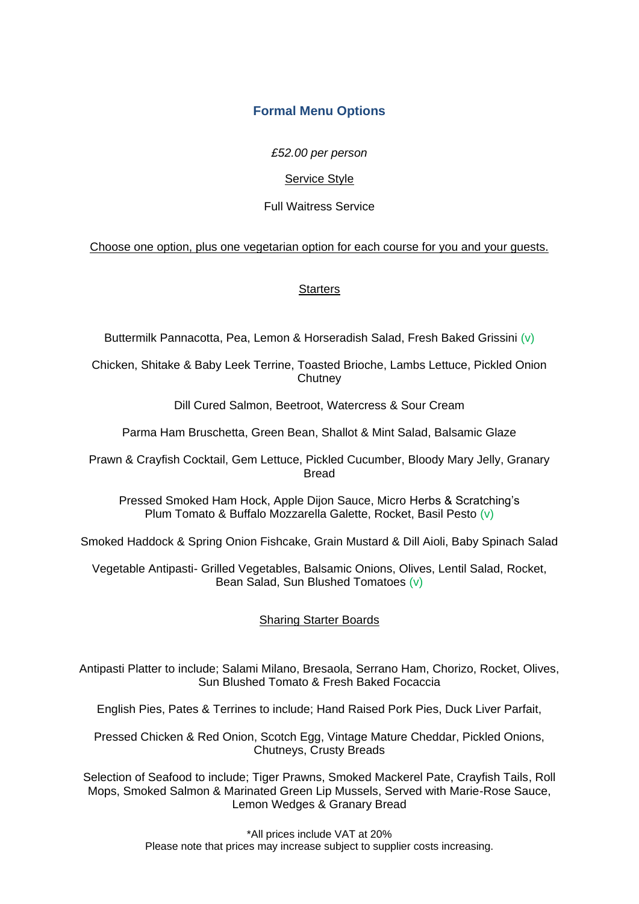## Formal Menu Options

*£52.00 per person*

Service Style

Full Waitress Service

Choose one option, plus one vegetarian option for each course for you and your guests.

### Starters

Buttermilk Pannacotta, Pea, Lemon & Horseradish Salad, Fresh Baked Grissini (v)

Chicken, Shitake & Baby Leek Terrine, Toasted Brioche, Lambs Lettuce, Pickled Onion Chutney

Dill Cured Salmon, Beetroot, Watercress & Sour Cream

Parma Ham Bruschetta, Green Bean, Shallot & Mint Salad, Balsamic Glaze

Prawn & Crayfish Cocktail, Gem Lettuce, Pickled Cucumber, Bloody Mary Jelly, Granary Bread

Pressed Smoked Ham Hock, Apple Dijon Sauce, Micro Herbs & Scratching's
Plum Tomato & Buffalo Mozzarella Galette, Rocket, Basil Pesto (v)

Smoked Haddock & Spring Onion Fishcake, Grain Mustard & Dill Aioli, Baby Spinach Salad

Vegetable Antipasti- Grilled Vegetables, Balsamic Onions, Olives, Lentil Salad, Rocket, Bean Salad, Sun Blushed Tomatoes (v)

### Sharing Starter Boards

Antipasti Platter to include; Salami Milano, Bresaola, Serrano Ham, Chorizo, Rocket, Olives, Sun Blushed Tomato & Fresh Baked Focaccia

English Pies, Pates & Terrines to include; Hand Raised Pork Pies, Duck Liver Parfait,

Pressed Chicken & Red Onion, Scotch Egg, Vintage Mature Cheddar, Pickled Onions, Chutneys, Crusty Breads

Selection of Seafood to include; Tiger Prawns, Smoked Mackerel Pate, Crayfish Tails, Roll Mops, Smoked Salmon & Marinated Green Lip Mussels, Served with Marie-Rose Sauce, Lemon Wedges & Granary Bread

*All prices include VAT at 20%
Please note that prices may increase subject to supplier costs increasing.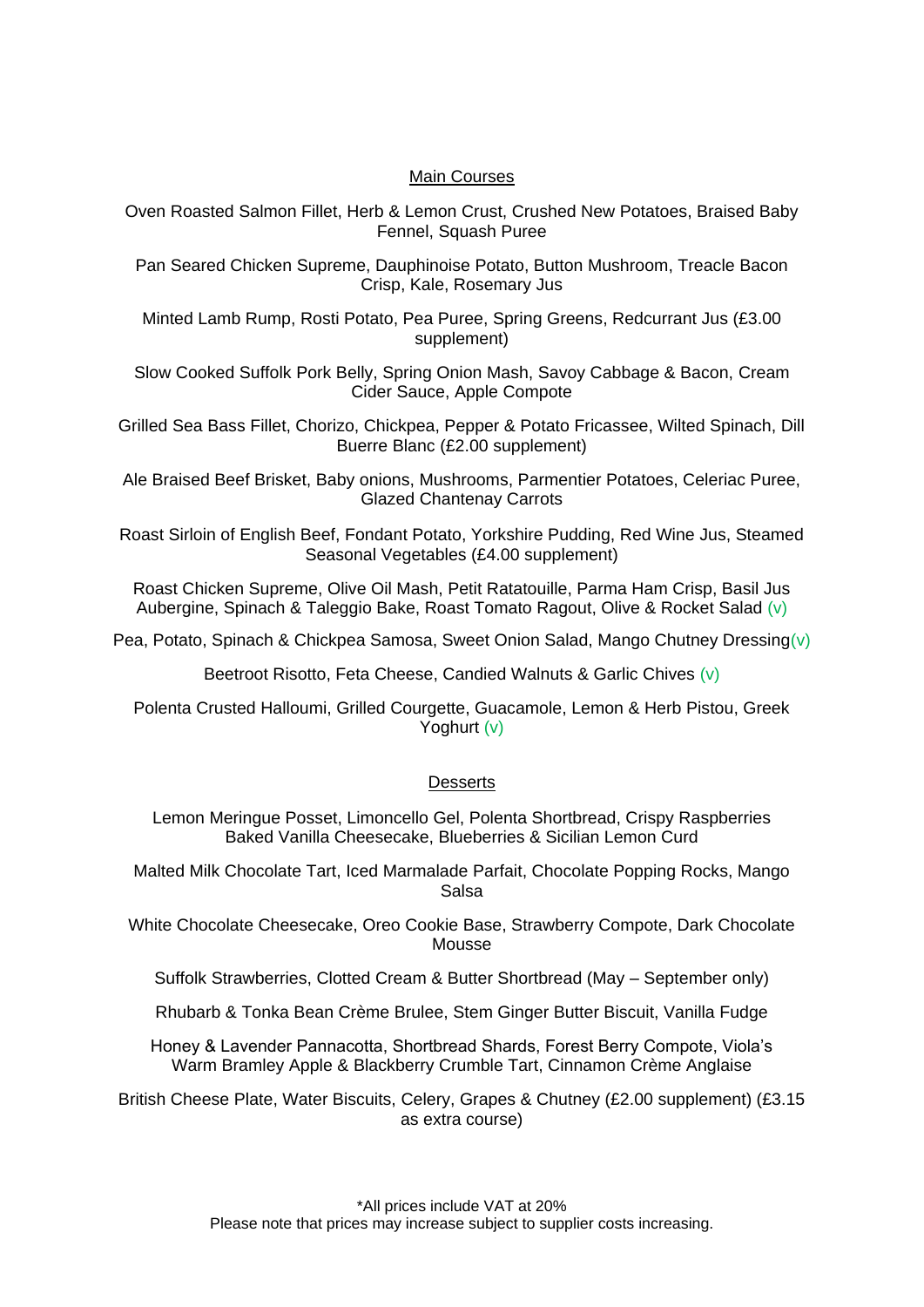## Main Courses

Oven Roasted Salmon Fillet, Herb & Lemon Crust, Crushed New Potatoes, Braised Baby Fennel, Squash Puree

Pan Seared Chicken Supreme, Dauphinoise Potato, Button Mushroom, Treacle Bacon Crisp, Kale, Rosemary Jus

Minted Lamb Rump, Rosti Potato, Pea Puree, Spring Greens, Redcurrant Jus (£3.00 supplement)

Slow Cooked Suffolk Pork Belly, Spring Onion Mash, Savoy Cabbage & Bacon, Cream Cider Sauce, Apple Compote

Grilled Sea Bass Fillet, Chorizo, Chickpea, Pepper & Potato Fricassee, Wilted Spinach, Dill Buerre Blanc (£2.00 supplement)

Ale Braised Beef Brisket, Baby onions, Mushrooms, Parmentier Potatoes, Celeriac Puree, Glazed Chantenay Carrots

Roast Sirloin of English Beef, Fondant Potato, Yorkshire Pudding, Red Wine Jus, Steamed Seasonal Vegetables (£4.00 supplement)

Roast Chicken Supreme, Olive Oil Mash, Petit Ratatouille, Parma Ham Crisp, Basil Jus

Aubergine, Spinach & Taleggio Bake, Roast Tomato Ragout, Olive & Rocket Salad (v)

Pea, Potato, Spinach & Chickpea Samosa, Sweet Onion Salad, Mango Chutney Dressing(v)

Beetroot Risotto, Feta Cheese, Candied Walnuts & Garlic Chives (v)

Polenta Crusted Halloumi, Grilled Courgette, Guacamole, Lemon & Herb Pistou, Greek Yoghurt (v)

## Desserts

Lemon Meringue Posset, Limoncello Gel, Polenta Shortbread, Crispy Raspberries

Baked Vanilla Cheesecake, Blueberries & Sicilian Lemon Curd

Malted Milk Chocolate Tart, Iced Marmalade Parfait, Chocolate Popping Rocks, Mango Salsa

White Chocolate Cheesecake, Oreo Cookie Base, Strawberry Compote, Dark Chocolate Mousse

Suffolk Strawberries, Clotted Cream & Butter Shortbread (May – September only)

Rhubarb & Tonka Bean Crème Brulee, Stem Ginger Butter Biscuit, Vanilla Fudge

Honey & Lavender Pannacotta, Shortbread Shards, Forest Berry Compote, Viola's

Warm Bramley Apple & Blackberry Crumble Tart, Cinnamon Crème Anglaise

British Cheese Plate, Water Biscuits, Celery, Grapes & Chutney (£2.00 supplement) (£3.15 as extra course)

*All prices include VAT at 20%
Please note that prices may increase subject to supplier costs increasing.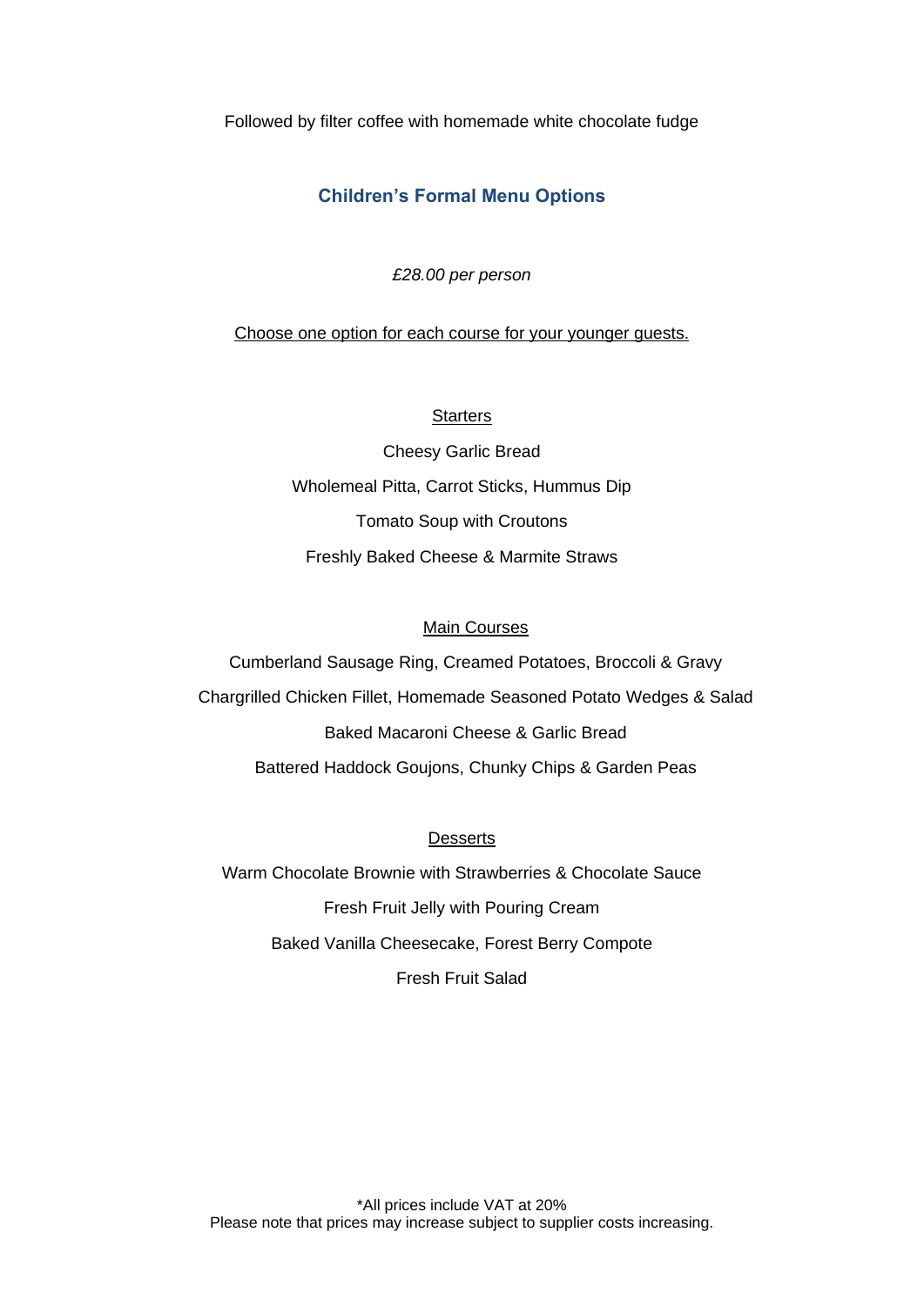Followed by filter coffee with homemade white chocolate fudge

## Children's Formal Menu Options

*£28.00 per person*

Choose one option for each course for your younger guests.

### Starters

Cheesy Garlic Bread

Wholemeal Pitta, Carrot Sticks, Hummus Dip

Tomato Soup with Croutons

Freshly Baked Cheese & Marmite Straws

### Main Courses

Cumberland Sausage Ring, Creamed Potatoes, Broccoli & Gravy

Chargrilled Chicken Fillet, Homemade Seasoned Potato Wedges & Salad

Baked Macaroni Cheese & Garlic Bread

Battered Haddock Goujons, Chunky Chips & Garden Peas

### Desserts

Warm Chocolate Brownie with Strawberries & Chocolate Sauce

Fresh Fruit Jelly with Pouring Cream

Baked Vanilla Cheesecake, Forest Berry Compote

Fresh Fruit Salad

*All prices include VAT at 20%
Please note that prices may increase subject to supplier costs increasing.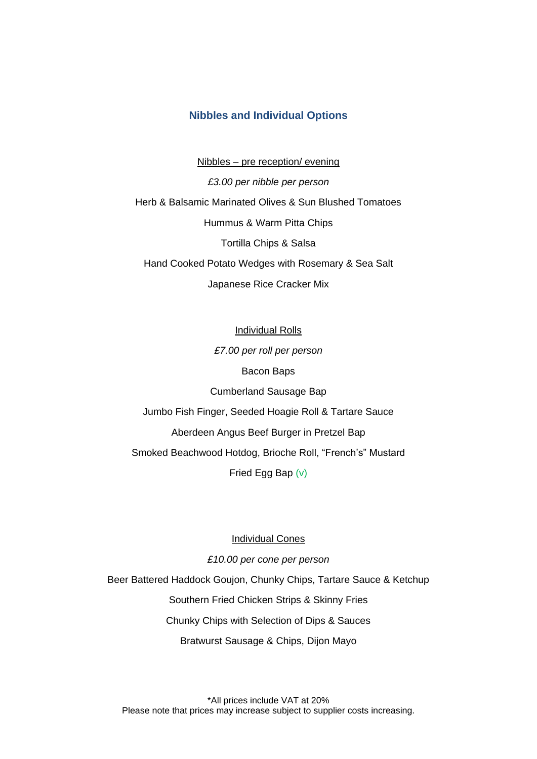## Nibbles and Individual Options

Nibbles – pre reception/ evening

*£3.00 per nibble per person*

Herb & Balsamic Marinated Olives & Sun Blushed Tomatoes

Hummus & Warm Pitta Chips

Tortilla Chips & Salsa

Hand Cooked Potato Wedges with Rosemary & Sea Salt

Japanese Rice Cracker Mix

Individual Rolls

*£7.00 per roll per person*

Bacon Baps

Cumberland Sausage Bap

Jumbo Fish Finger, Seeded Hoagie Roll & Tartare Sauce

Aberdeen Angus Beef Burger in Pretzel Bap

Smoked Beachwood Hotdog, Brioche Roll, "French's" Mustard

Fried Egg Bap (v)

Individual Cones

*£10.00 per cone per person*

Beer Battered Haddock Goujon, Chunky Chips, Tartare Sauce & Ketchup

Southern Fried Chicken Strips & Skinny Fries

Chunky Chips with Selection of Dips & Sauces

Bratwurst Sausage & Chips, Dijon Mayo

*All prices include VAT at 20%
Please note that prices may increase subject to supplier costs increasing.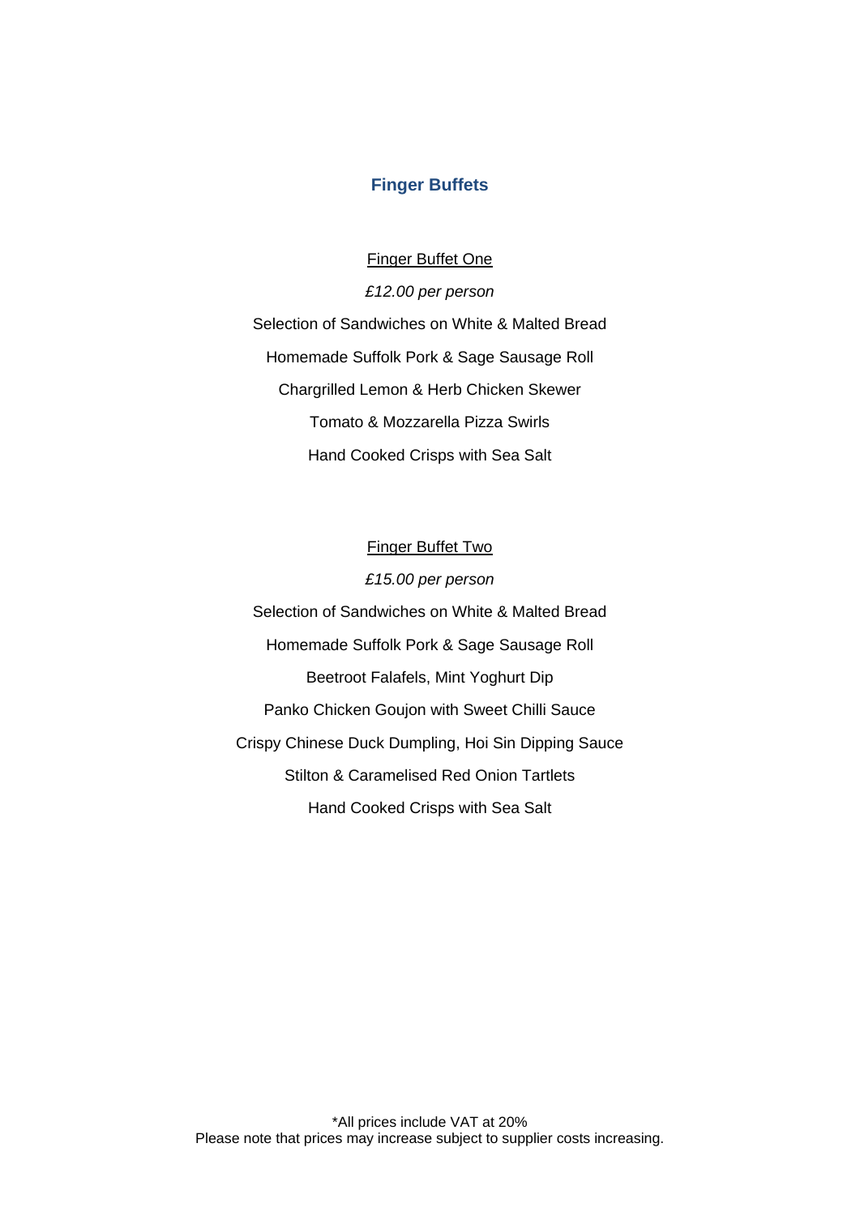# Finger Buffets

<u>Finger Buffet One</u>

*£12.00 per person*

Selection of Sandwiches on White & Malted Bread

Homemade Suffolk Pork & Sage Sausage Roll

Chargrilled Lemon & Herb Chicken Skewer

Tomato & Mozzarella Pizza Swirls

Hand Cooked Crisps with Sea Salt

<u>Finger Buffet Two</u>

*£15.00 per person*

Selection of Sandwiches on White & Malted Bread

Homemade Suffolk Pork & Sage Sausage Roll

Beetroot Falafels, Mint Yoghurt Dip

Panko Chicken Goujon with Sweet Chilli Sauce

Crispy Chinese Duck Dumpling, Hoi Sin Dipping Sauce

Stilton & Caramelised Red Onion Tartlets

Hand Cooked Crisps with Sea Salt

*All prices include VAT at 20%
Please note that prices may increase subject to supplier costs increasing.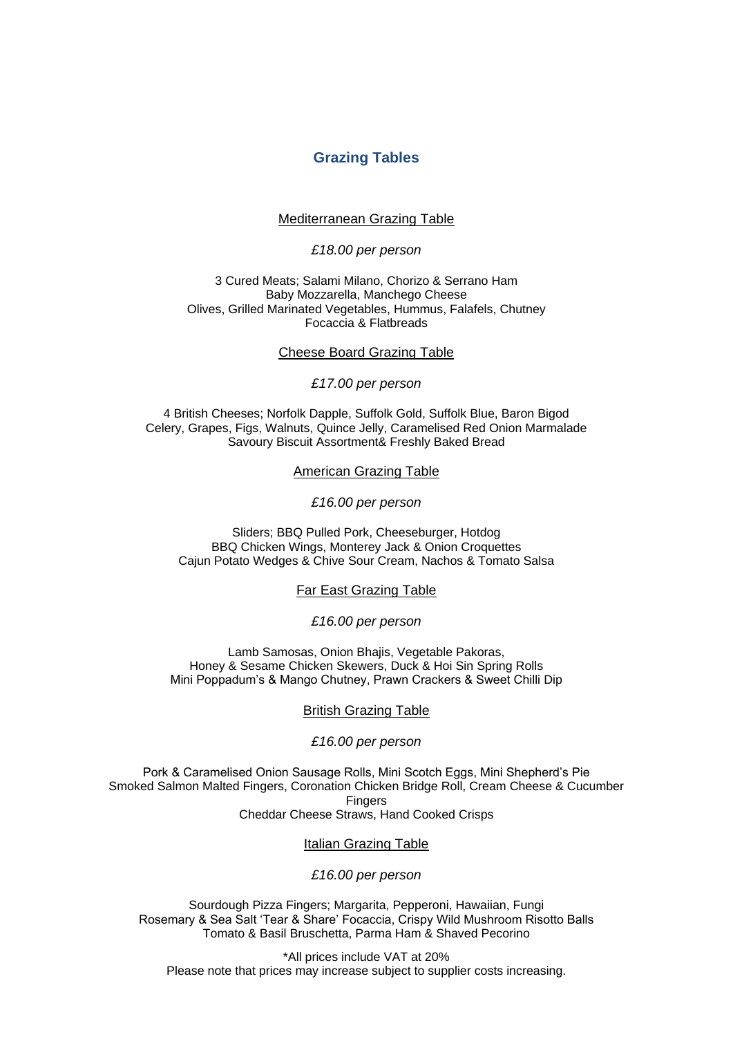## Grazing Tables

### Mediterranean Grazing Table

*£18.00 per person*

3 Cured Meats; Salami Milano, Chorizo & Serrano Ham
Baby Mozzarella, Manchego Cheese
Olives, Grilled Marinated Vegetables, Hummus, Falafels, Chutney
Focaccia & Flatbreads

### Cheese Board Grazing Table

*£17.00 per person*

4 British Cheeses; Norfolk Dapple, Suffolk Gold, Suffolk Blue, Baron Bigod
Celery, Grapes, Figs, Walnuts, Quince Jelly, Caramelised Red Onion Marmalade
Savoury Biscuit Assortment& Freshly Baked Bread

### American Grazing Table

*£16.00 per person*

Sliders; BBQ Pulled Pork, Cheeseburger, Hotdog
BBQ Chicken Wings, Monterey Jack & Onion Croquettes
Cajun Potato Wedges & Chive Sour Cream, Nachos & Tomato Salsa

### Far East Grazing Table

*£16.00 per person*

Lamb Samosas, Onion Bhajis, Vegetable Pakoras,
Honey & Sesame Chicken Skewers, Duck & Hoi Sin Spring Rolls
Mini Poppadum's & Mango Chutney, Prawn Crackers & Sweet Chilli Dip

### British Grazing Table

*£16.00 per person*

Pork & Caramelised Onion Sausage Rolls, Mini Scotch Eggs, Mini Shepherd's Pie
Smoked Salmon Malted Fingers, Coronation Chicken Bridge Roll, Cream Cheese & Cucumber Fingers
Cheddar Cheese Straws, Hand Cooked Crisps

### Italian Grazing Table

*£16.00 per person*

Sourdough Pizza Fingers; Margarita, Pepperoni, Hawaiian, Fungi
Rosemary & Sea Salt 'Tear & Share' Focaccia, Crispy Wild Mushroom Risotto Balls
Tomato & Basil Bruschetta, Parma Ham & Shaved Pecorino

*All prices include VAT at 20%
Please note that prices may increase subject to supplier costs increasing.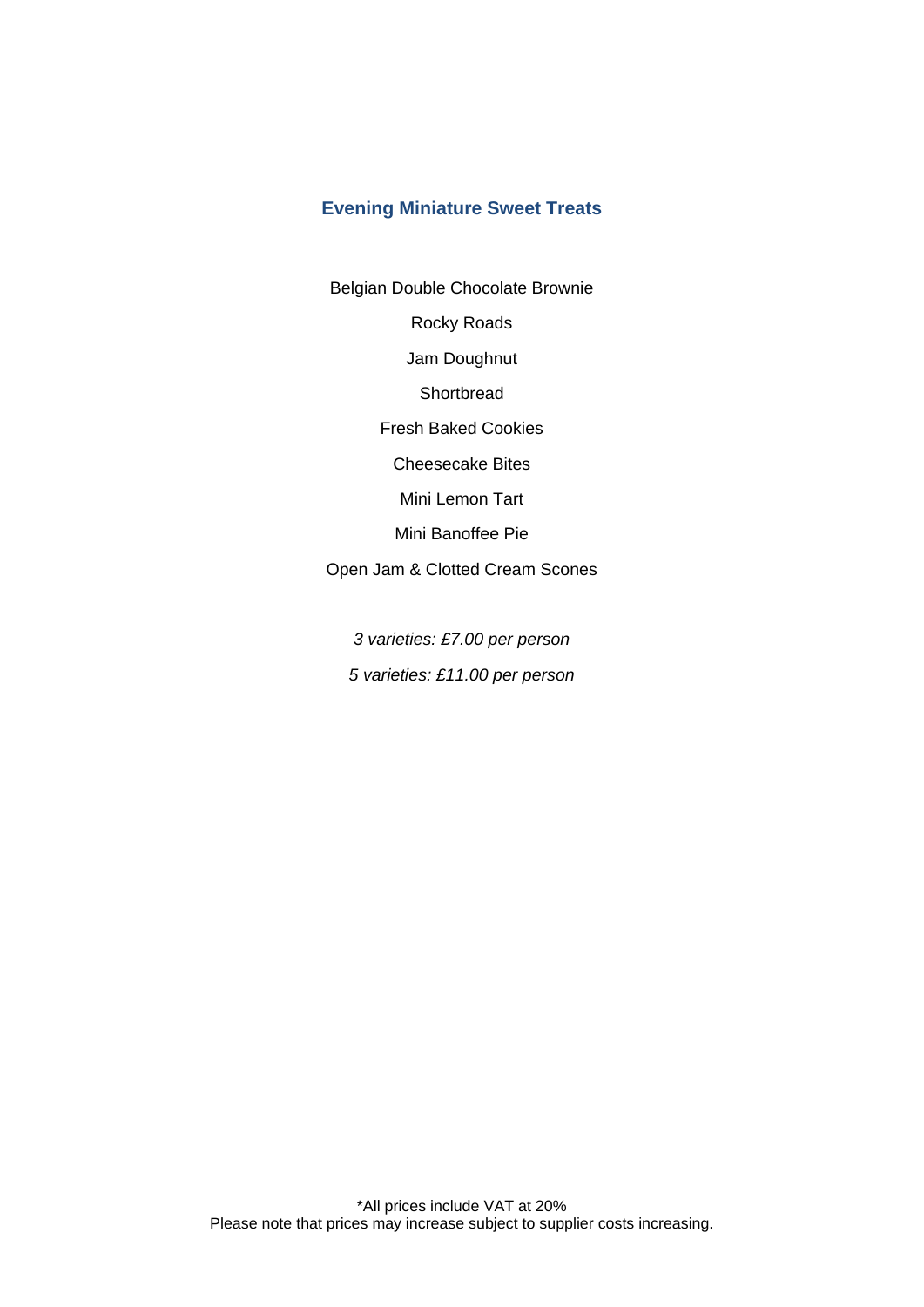## Evening Miniature Sweet Treats

Belgian Double Chocolate Brownie

Rocky Roads

Jam Doughnut

Shortbread

Fresh Baked Cookies

Cheesecake Bites

Mini Lemon Tart

Mini Banoffee Pie

Open Jam & Clotted Cream Scones

*3 varieties: £7.00 per person*

*5 varieties: £11.00 per person*

*All prices include VAT at 20%
Please note that prices may increase subject to supplier costs increasing.